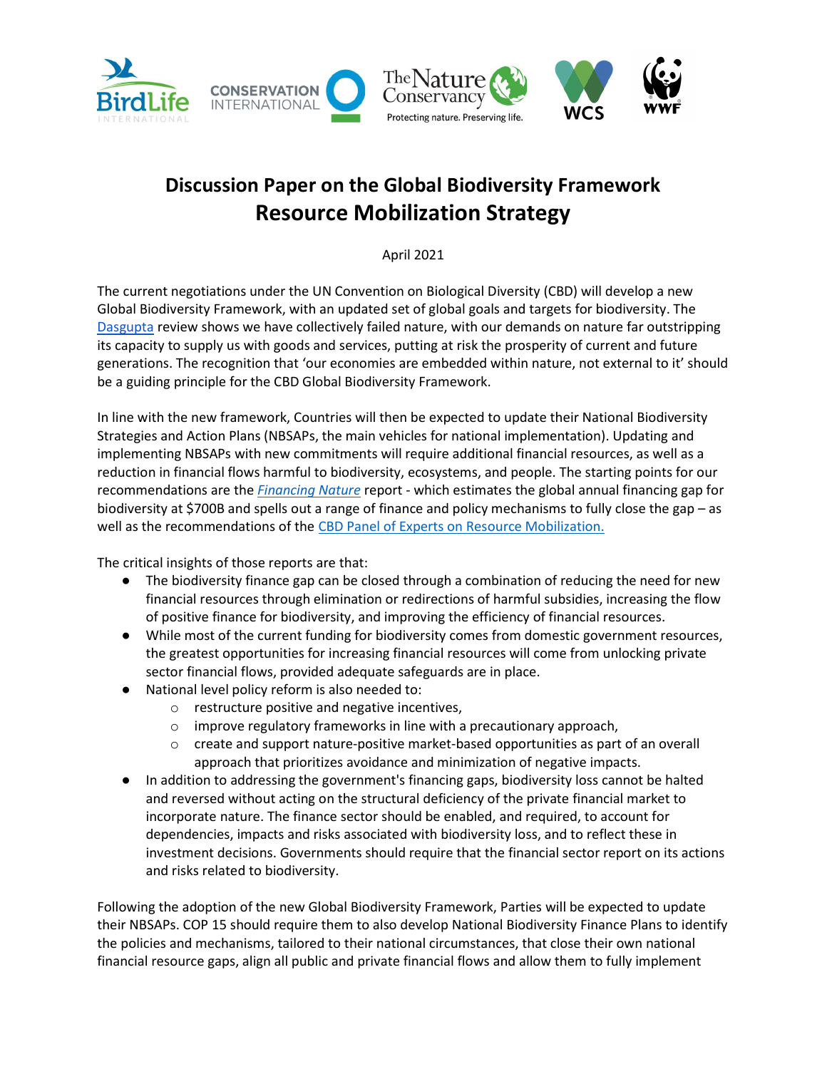# Discussion Paper on the Global Biodiversity Framework
## Resource Mobilization Strategy

April 2021

The current negotiations under the UN Convention on Biological Diversity (CBD) will develop a new Global Biodiversity Framework, with an updated set of global goals and targets for biodiversity. The Dasgupta review shows we have collectively failed nature, with our demands on nature far outstripping its capacity to supply us with goods and services, putting at risk the prosperity of current and future generations. The recognition that 'our economies are embedded within nature, not external to it' should be a guiding principle for the CBD Global Biodiversity Framework.

In line with the new framework, Countries will then be expected to update their National Biodiversity Strategies and Action Plans (NBSAPs, the main vehicles for national implementation). Updating and implementing NBSAPs with new commitments will require additional financial resources, as well as a reduction in financial flows harmful to biodiversity, ecosystems, and people. The starting points for our recommendations are the *Financing Nature* report - which estimates the global annual financing gap for biodiversity at $700B and spells out a range of finance and policy mechanisms to fully close the gap – as well as the recommendations of the CBD Panel of Experts on Resource Mobilization.

The critical insights of those reports are that:

- The biodiversity finance gap can be closed through a combination of reducing the need for new financial resources through elimination or redirections of harmful subsidies, increasing the flow of positive finance for biodiversity, and improving the efficiency of financial resources.
- While most of the current funding for biodiversity comes from domestic government resources, the greatest opportunities for increasing financial resources will come from unlocking private sector financial flows, provided adequate safeguards are in place.
- National level policy reform is also needed to:
  - restructure positive and negative incentives,
  - improve regulatory frameworks in line with a precautionary approach,
  - create and support nature-positive market-based opportunities as part of an overall approach that prioritizes avoidance and minimization of negative impacts.
- In addition to addressing the government's financing gaps, biodiversity loss cannot be halted and reversed without acting on the structural deficiency of the private financial market to incorporate nature. The finance sector should be enabled, and required, to account for dependencies, impacts and risks associated with biodiversity loss, and to reflect these in investment decisions. Governments should require that the financial sector report on its actions and risks related to biodiversity.

Following the adoption of the new Global Biodiversity Framework, Parties will be expected to update their NBSAPs. COP 15 should require them to also develop National Biodiversity Finance Plans to identify the policies and mechanisms, tailored to their national circumstances, that close their own national financial resource gaps, align all public and private financial flows and allow them to fully implement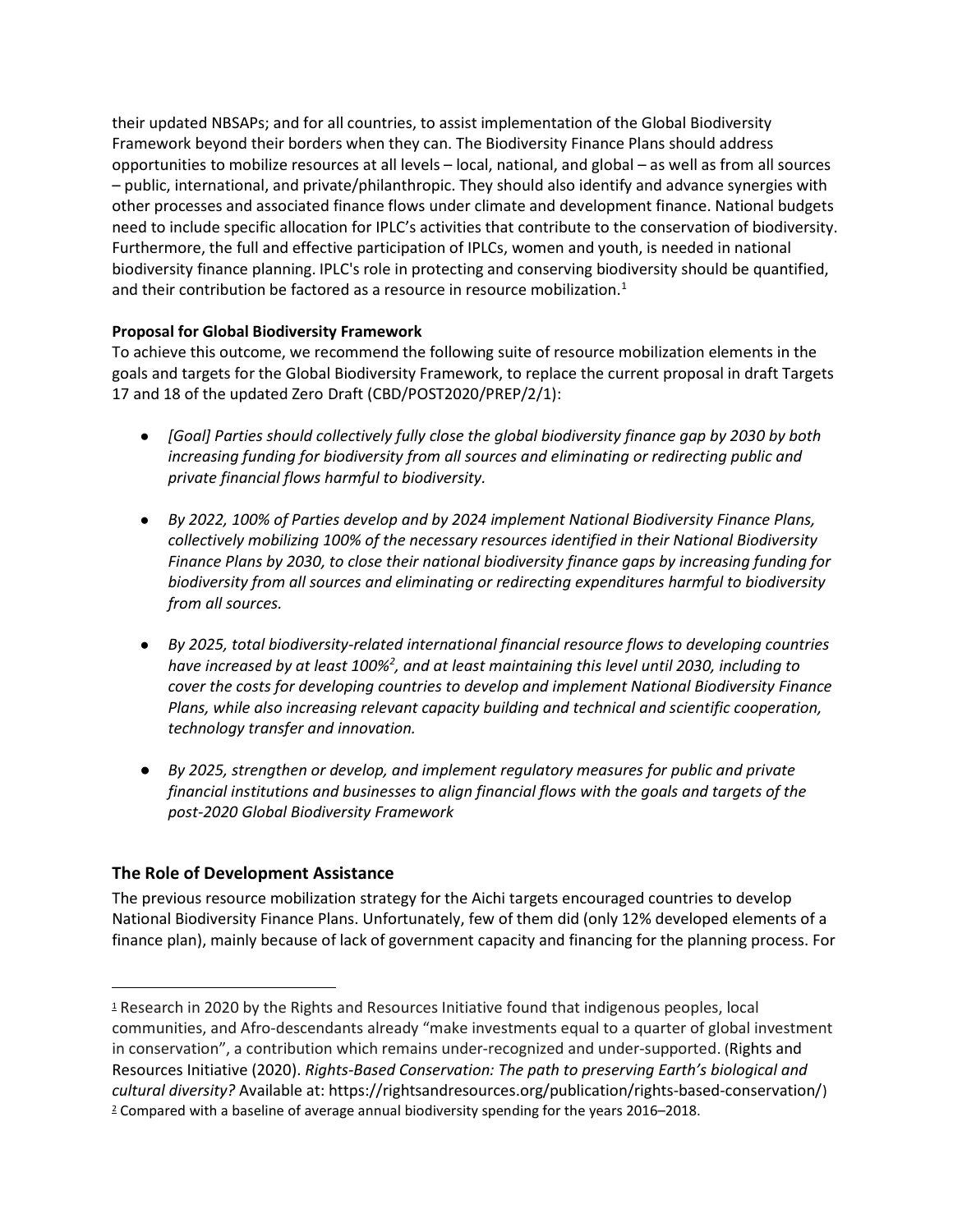their updated NBSAPs; and for all countries, to assist implementation of the Global Biodiversity Framework beyond their borders when they can. The Biodiversity Finance Plans should address opportunities to mobilize resources at all levels – local, national, and global – as well as from all sources – public, international, and private/philanthropic. They should also identify and advance synergies with other processes and associated finance flows under climate and development finance. National budgets need to include specific allocation for IPLC's activities that contribute to the conservation of biodiversity. Furthermore, the full and effective participation of IPLCs, women and youth, is needed in national biodiversity finance planning. IPLC's role in protecting and conserving biodiversity should be quantified, and their contribution be factored as a resource in resource mobilization.[1]

**Proposal for Global Biodiversity Framework**

To achieve this outcome, we recommend the following suite of resource mobilization elements in the goals and targets for the Global Biodiversity Framework, to replace the current proposal in draft Targets 17 and 18 of the updated Zero Draft (CBD/POST2020/PREP/2/1):

- *[Goal] Parties should collectively fully close the global biodiversity finance gap by 2030 by both increasing funding for biodiversity from all sources and eliminating or redirecting public and private financial flows harmful to biodiversity.*

- *By 2022, 100% of Parties develop and by 2024 implement National Biodiversity Finance Plans, collectively mobilizing 100% of the necessary resources identified in their National Biodiversity Finance Plans by 2030, to close their national biodiversity finance gaps by increasing funding for biodiversity from all sources and eliminating or redirecting expenditures harmful to biodiversity from all sources.*

- *By 2025, total biodiversity-related international financial resource flows to developing countries have increased by at least 100%[2], and at least maintaining this level until 2030, including to cover the costs for developing countries to develop and implement National Biodiversity Finance Plans, while also increasing relevant capacity building and technical and scientific cooperation, technology transfer and innovation.*

- *By 2025, strengthen or develop, and implement regulatory measures for public and private financial institutions and businesses to align financial flows with the goals and targets of the post-2020 Global Biodiversity Framework*

## The Role of Development Assistance

The previous resource mobilization strategy for the Aichi targets encouraged countries to develop National Biodiversity Finance Plans. Unfortunately, few of them did (only 12% developed elements of a finance plan), mainly because of lack of government capacity and financing for the planning process. For

---

[1] Research in 2020 by the Rights and Resources Initiative found that indigenous peoples, local communities, and Afro-descendants already "make investments equal to a quarter of global investment in conservation", a contribution which remains under-recognized and under-supported. (Rights and Resources Initiative (2020). *Rights-Based Conservation: The path to preserving Earth's biological and cultural diversity?* Available at: https://rightsandresources.org/publication/rights-based-conservation/)

[2] Compared with a baseline of average annual biodiversity spending for the years 2016–2018.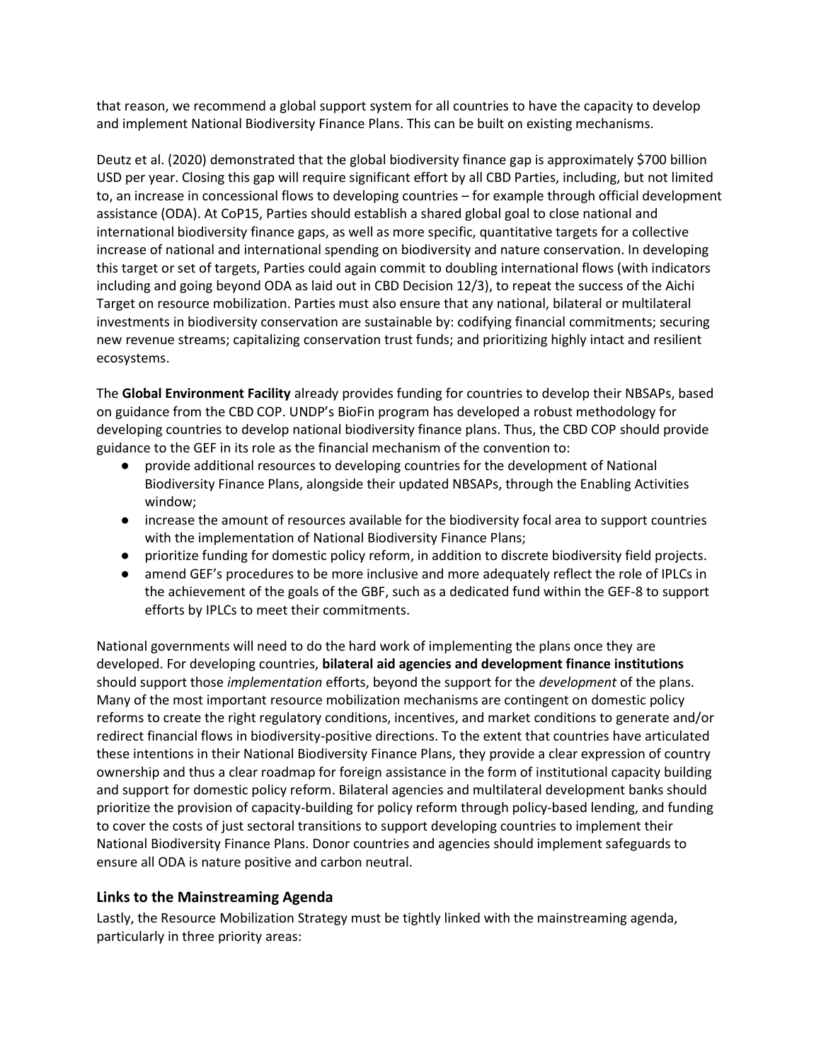that reason, we recommend a global support system for all countries to have the capacity to develop and implement National Biodiversity Finance Plans. This can be built on existing mechanisms.

Deutz et al. (2020) demonstrated that the global biodiversity finance gap is approximately $700 billion USD per year. Closing this gap will require significant effort by all CBD Parties, including, but not limited to, an increase in concessional flows to developing countries – for example through official development assistance (ODA). At CoP15, Parties should establish a shared global goal to close national and international biodiversity finance gaps, as well as more specific, quantitative targets for a collective increase of national and international spending on biodiversity and nature conservation. In developing this target or set of targets, Parties could again commit to doubling international flows (with indicators including and going beyond ODA as laid out in CBD Decision 12/3), to repeat the success of the Aichi Target on resource mobilization. Parties must also ensure that any national, bilateral or multilateral investments in biodiversity conservation are sustainable by: codifying financial commitments; securing new revenue streams; capitalizing conservation trust funds; and prioritizing highly intact and resilient ecosystems.

The **Global Environment Facility** already provides funding for countries to develop their NBSAPs, based on guidance from the CBD COP. UNDP's BioFin program has developed a robust methodology for developing countries to develop national biodiversity finance plans. Thus, the CBD COP should provide guidance to the GEF in its role as the financial mechanism of the convention to:

- provide additional resources to developing countries for the development of National Biodiversity Finance Plans, alongside their updated NBSAPs, through the Enabling Activities window;
- increase the amount of resources available for the biodiversity focal area to support countries with the implementation of National Biodiversity Finance Plans;
- prioritize funding for domestic policy reform, in addition to discrete biodiversity field projects.
- amend GEF's procedures to be more inclusive and more adequately reflect the role of IPLCs in the achievement of the goals of the GBF, such as a dedicated fund within the GEF-8 to support efforts by IPLCs to meet their commitments.

National governments will need to do the hard work of implementing the plans once they are developed. For developing countries, **bilateral aid agencies and development finance institutions** should support those *implementation* efforts, beyond the support for the *development* of the plans. Many of the most important resource mobilization mechanisms are contingent on domestic policy reforms to create the right regulatory conditions, incentives, and market conditions to generate and/or redirect financial flows in biodiversity-positive directions. To the extent that countries have articulated these intentions in their National Biodiversity Finance Plans, they provide a clear expression of country ownership and thus a clear roadmap for foreign assistance in the form of institutional capacity building and support for domestic policy reform. Bilateral agencies and multilateral development banks should prioritize the provision of capacity-building for policy reform through policy-based lending, and funding to cover the costs of just sectoral transitions to support developing countries to implement their National Biodiversity Finance Plans. Donor countries and agencies should implement safeguards to ensure all ODA is nature positive and carbon neutral.

### Links to the Mainstreaming Agenda

Lastly, the Resource Mobilization Strategy must be tightly linked with the mainstreaming agenda, particularly in three priority areas: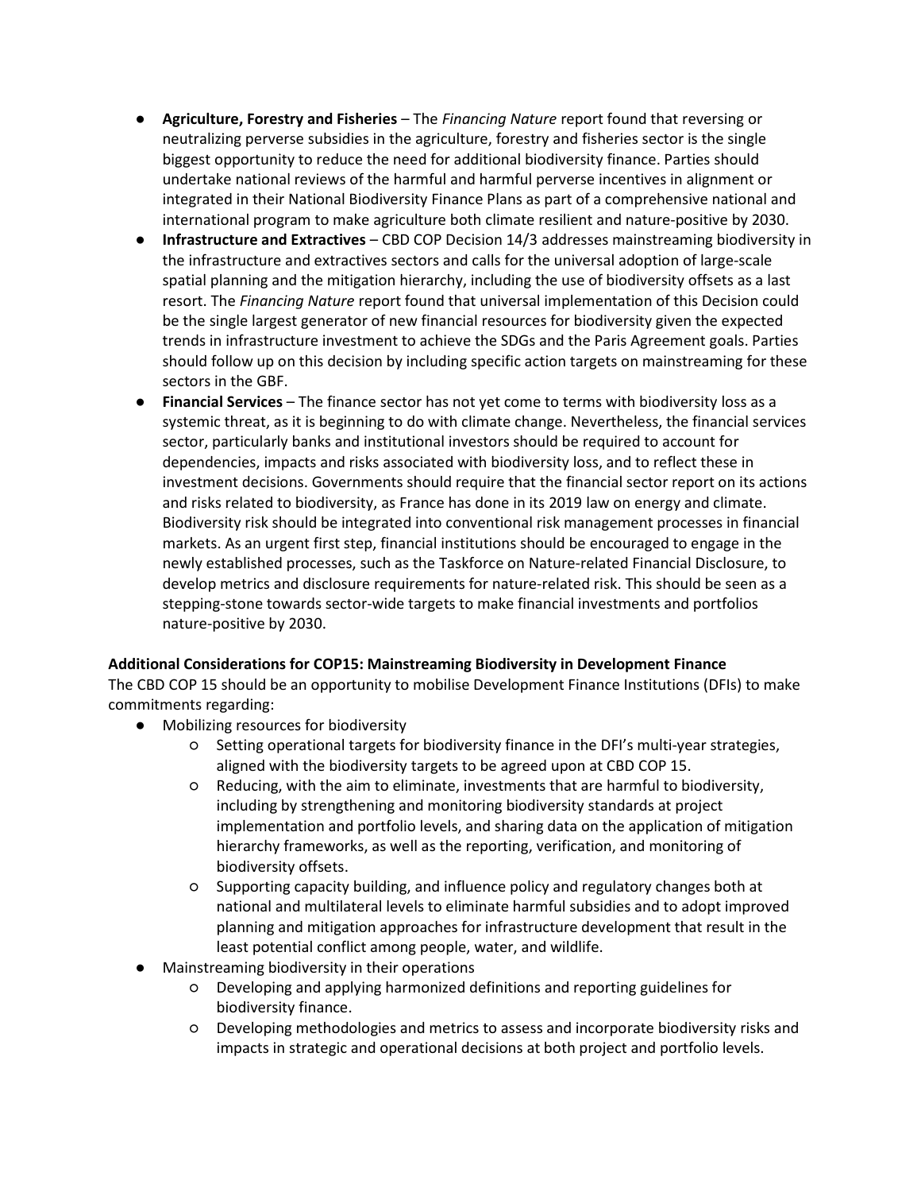- **Agriculture, Forestry and Fisheries** – The *Financing Nature* report found that reversing or neutralizing perverse subsidies in the agriculture, forestry and fisheries sector is the single biggest opportunity to reduce the need for additional biodiversity finance. Parties should undertake national reviews of the harmful and harmful perverse incentives in alignment or integrated in their National Biodiversity Finance Plans as part of a comprehensive national and international program to make agriculture both climate resilient and nature-positive by 2030.
- **Infrastructure and Extractives** – CBD COP Decision 14/3 addresses mainstreaming biodiversity in the infrastructure and extractives sectors and calls for the universal adoption of large-scale spatial planning and the mitigation hierarchy, including the use of biodiversity offsets as a last resort. The *Financing Nature* report found that universal implementation of this Decision could be the single largest generator of new financial resources for biodiversity given the expected trends in infrastructure investment to achieve the SDGs and the Paris Agreement goals. Parties should follow up on this decision by including specific action targets on mainstreaming for these sectors in the GBF.
- **Financial Services** – The finance sector has not yet come to terms with biodiversity loss as a systemic threat, as it is beginning to do with climate change. Nevertheless, the financial services sector, particularly banks and institutional investors should be required to account for dependencies, impacts and risks associated with biodiversity loss, and to reflect these in investment decisions. Governments should require that the financial sector report on its actions and risks related to biodiversity, as France has done in its 2019 law on energy and climate. Biodiversity risk should be integrated into conventional risk management processes in financial markets. As an urgent first step, financial institutions should be encouraged to engage in the newly established processes, such as the Taskforce on Nature-related Financial Disclosure, to develop metrics and disclosure requirements for nature-related risk. This should be seen as a stepping-stone towards sector-wide targets to make financial investments and portfolios nature-positive by 2030.

**Additional Considerations for COP15: Mainstreaming Biodiversity in Development Finance**

The CBD COP 15 should be an opportunity to mobilise Development Finance Institutions (DFIs) to make commitments regarding:

- Mobilizing resources for biodiversity
  - Setting operational targets for biodiversity finance in the DFI's multi-year strategies, aligned with the biodiversity targets to be agreed upon at CBD COP 15.
  - Reducing, with the aim to eliminate, investments that are harmful to biodiversity, including by strengthening and monitoring biodiversity standards at project implementation and portfolio levels, and sharing data on the application of mitigation hierarchy frameworks, as well as the reporting, verification, and monitoring of biodiversity offsets.
  - Supporting capacity building, and influence policy and regulatory changes both at national and multilateral levels to eliminate harmful subsidies and to adopt improved planning and mitigation approaches for infrastructure development that result in the least potential conflict among people, water, and wildlife.
- Mainstreaming biodiversity in their operations
  - Developing and applying harmonized definitions and reporting guidelines for biodiversity finance.
  - Developing methodologies and metrics to assess and incorporate biodiversity risks and impacts in strategic and operational decisions at both project and portfolio levels.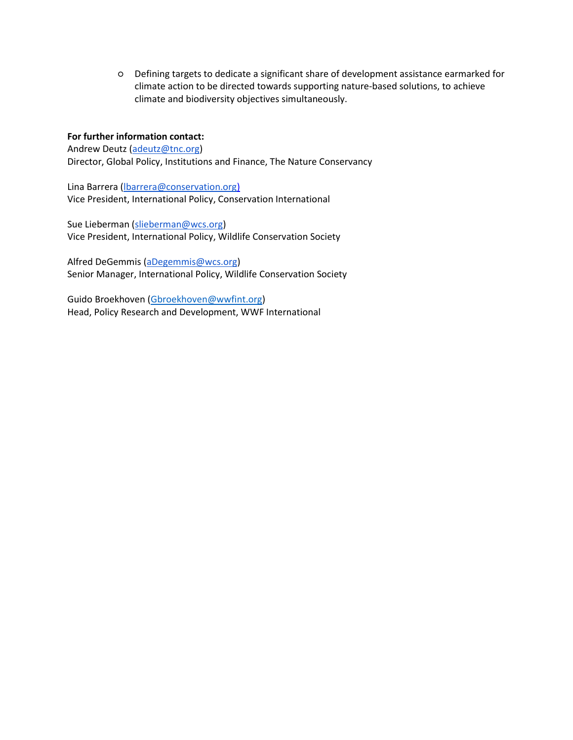- Defining targets to dedicate a significant share of development assistance earmarked for climate action to be directed towards supporting nature-based solutions, to achieve climate and biodiversity objectives simultaneously.

**For further information contact:**
Andrew Deutz (adeutz@tnc.org)
Director, Global Policy, Institutions and Finance, The Nature Conservancy

Lina Barrera (lbarrera@conservation.org)
Vice President, International Policy, Conservation International

Sue Lieberman (slieberman@wcs.org)
Vice President, International Policy, Wildlife Conservation Society

Alfred DeGemmis (aDegemmis@wcs.org)
Senior Manager, International Policy, Wildlife Conservation Society

Guido Broekhoven (Gbroekhoven@wwfint.org)
Head, Policy Research and Development, WWF International